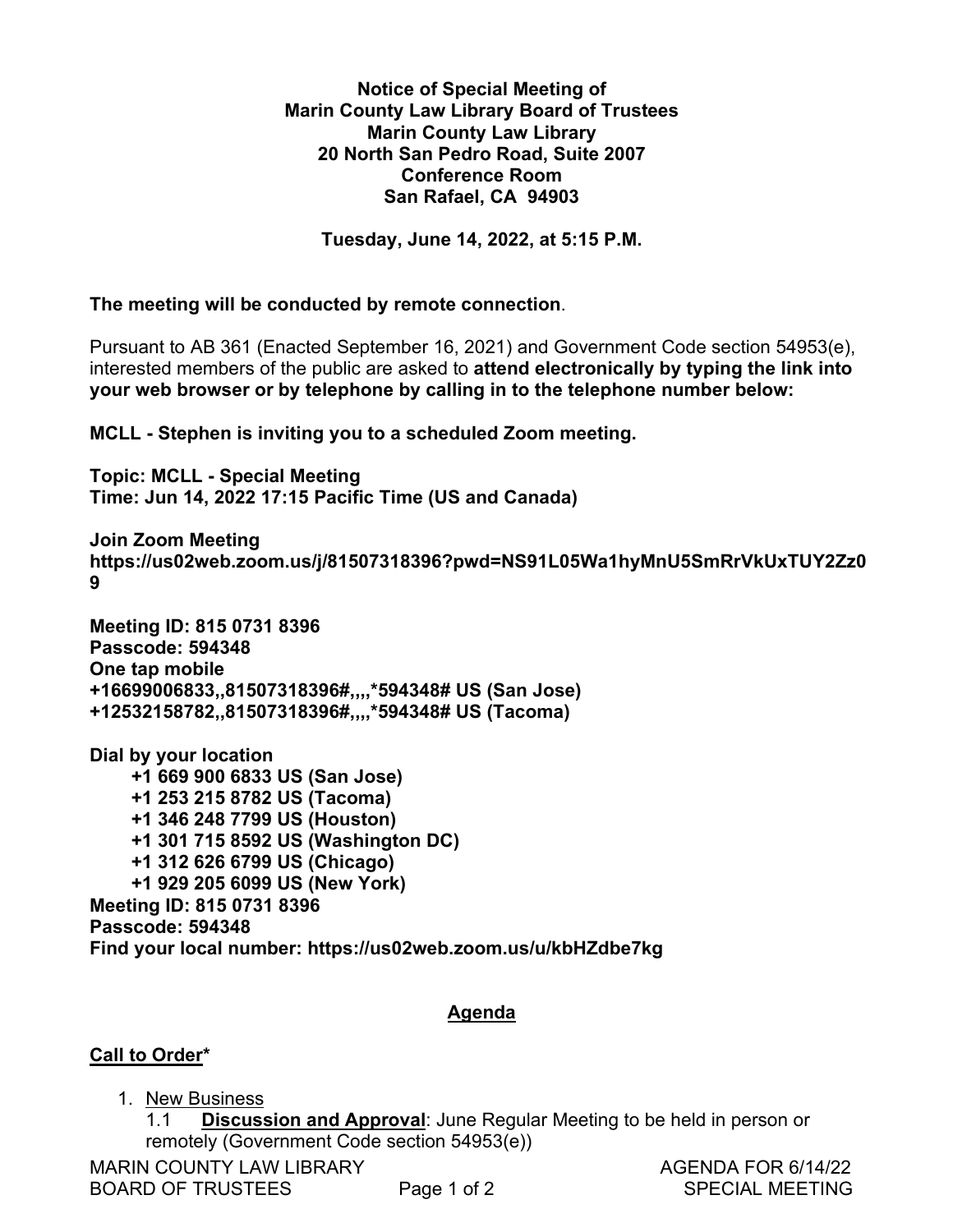**Notice of Special Meeting of**
**Marin County Law Library Board of Trustees**
**Marin County Law Library**
**20 North San Pedro Road, Suite 2007**
**Conference Room**
**San Rafael, CA 94903**

**Tuesday, June 14, 2022, at 5:15 P.M.**

**The meeting will be conducted by remote connection**.

Pursuant to AB 361 (Enacted September 16, 2021) and Government Code section 54953(e), interested members of the public are asked to **attend electronically by typing the link into your web browser or by telephone by calling in to the telephone number below:**

**MCLL - Stephen is inviting you to a scheduled Zoom meeting.**

**Topic: MCLL - Special Meeting**
**Time: Jun 14, 2022 17:15 Pacific Time (US and Canada)**

**Join Zoom Meeting**
**https://us02web.zoom.us/j/81507318396?pwd=NS91L05Wa1hyMnU5SmRrVkUxTUY2Zz09**

**Meeting ID: 815 0731 8396**
**Passcode: 594348**
**One tap mobile**
**+16699006833,,81507318396#,,,,*594348# US (San Jose)**
**+12532158782,,81507318396#,,,,*594348# US (Tacoma)**

**Dial by your location**
- **+1 669 900 6833 US (San Jose)**
- **+1 253 215 8782 US (Tacoma)**
- **+1 346 248 7799 US (Houston)**
- **+1 301 715 8592 US (Washington DC)**
- **+1 312 626 6799 US (Chicago)**
- **+1 929 205 6099 US (New York)**

**Meeting ID: 815 0731 8396**
**Passcode: 594348**
**Find your local number: https://us02web.zoom.us/u/kbHZdbe7kg**

## Agenda

**Call to Order***

1. New Business
   1.1 **Discussion and Approval**: June Regular Meeting to be held in person or remotely (Government Code section 54953(e))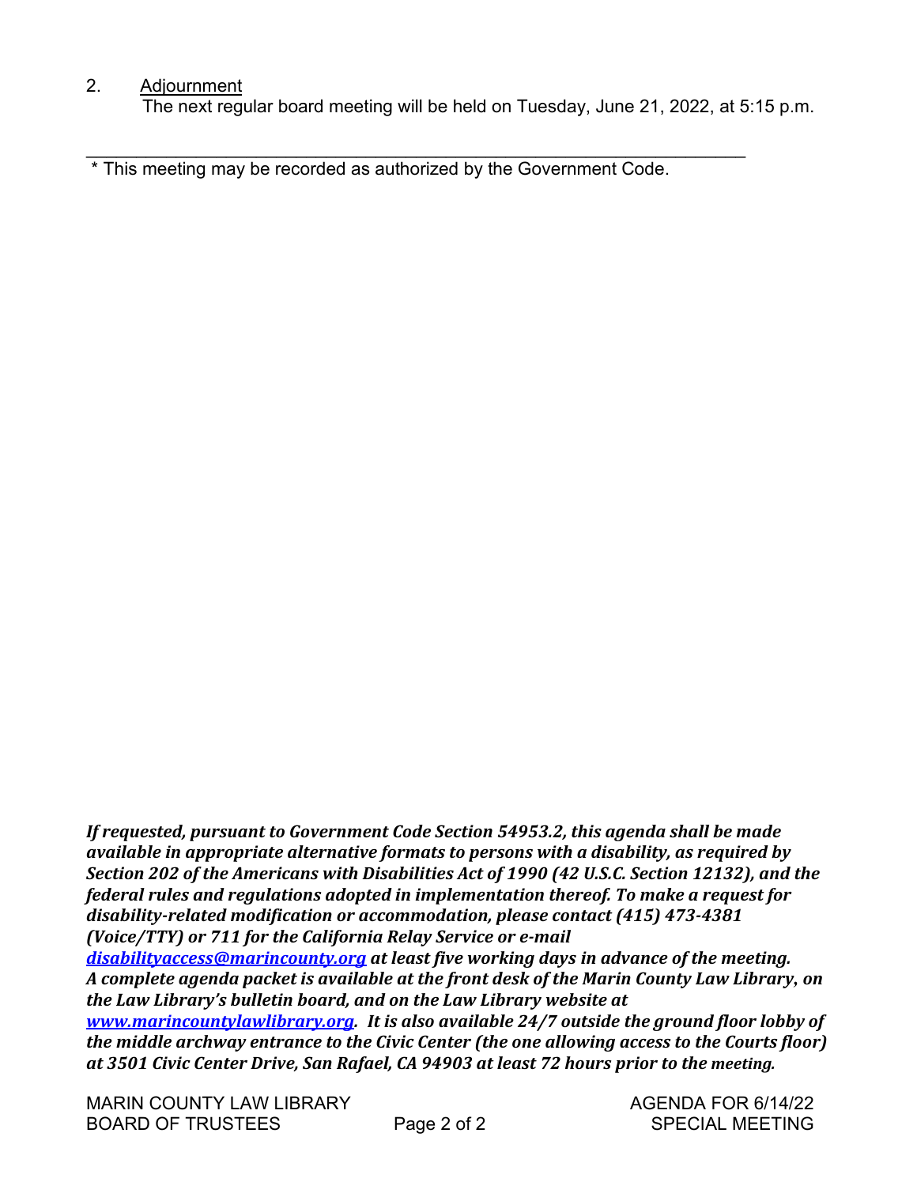2. Adjournment

   The next regular board meeting will be held on Tuesday, June 21, 2022, at 5:15 p.m.

---

\* This meeting may be recorded as authorized by the Government Code.

***If requested, pursuant to Government Code Section 54953.2, this agenda shall be made available in appropriate alternative formats to persons with a disability, as required by Section 202 of the Americans with Disabilities Act of 1990 (42 U.S.C. Section 12132), and the federal rules and regulations adopted in implementation thereof. To make a request for disability-related modification or accommodation, please contact (415) 473-4381 (Voice/TTY) or 711 for the California Relay Service or e-mail [disabilityaccess@marincounty.org](mailto:disabilityaccess@marincounty.org) at least five working days in advance of the meeting. A complete agenda packet is available at the front desk of the Marin County Law Library, on the Law Library's bulletin board, and on the Law Library website at [www.marincountylawlibrary.org](http://www.marincountylawlibrary.org). It is also available 24/7 outside the ground floor lobby of the middle archway entrance to the Civic Center (the one allowing access to the Courts floor) at 3501 Civic Center Drive, San Rafael, CA 94903 at least 72 hours prior to the meeting.***